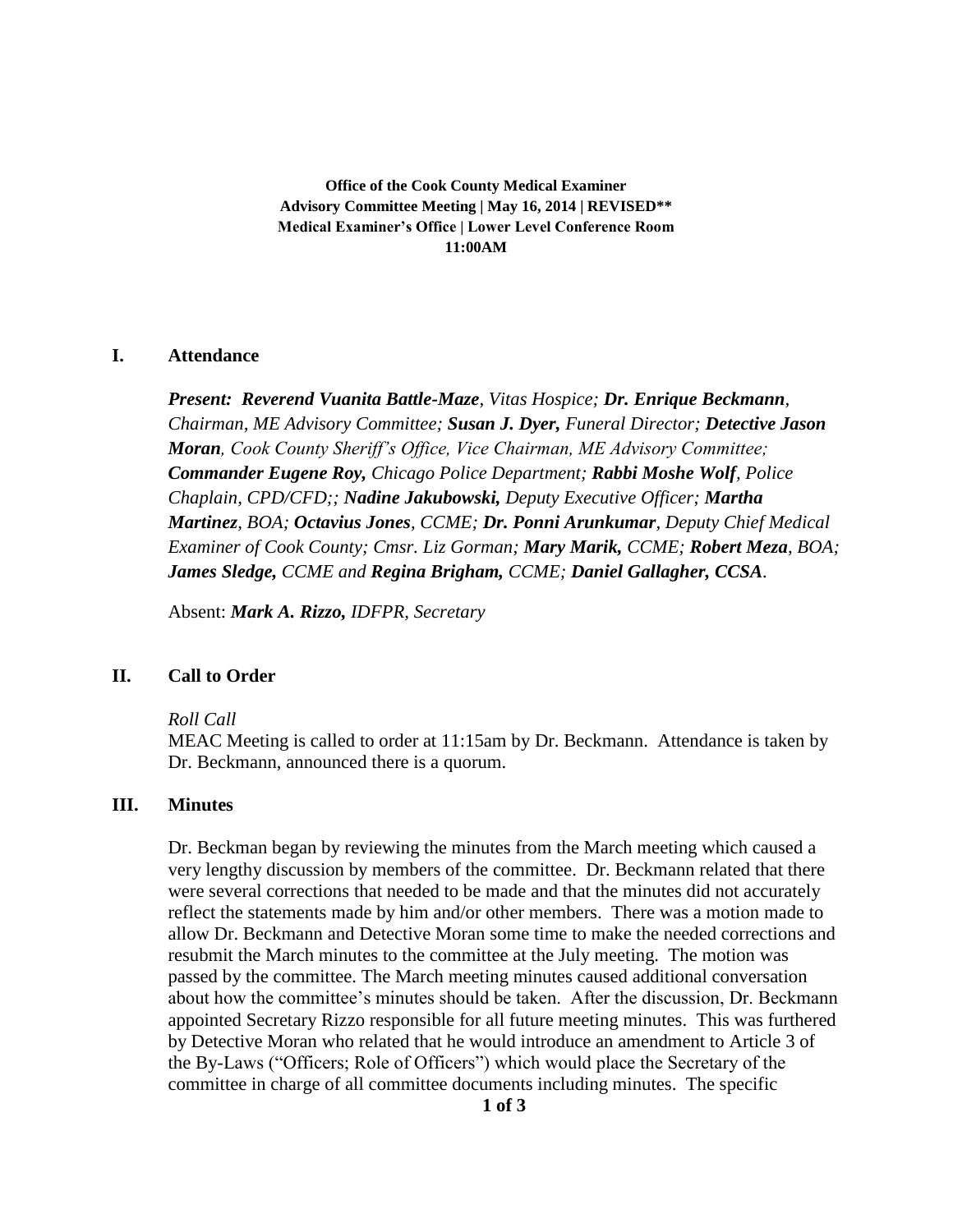**Office of the Cook County Medical Examiner**
**Advisory Committee Meeting | May 16, 2014 | REVISED****
**Medical Examiner's Office | Lower Level Conference Room**
**11:00AM**

## I. Attendance

***Present: Reverend Vuanita Battle-Maze**, Vitas Hospice; **Dr. Enrique Beckmann**, Chairman, ME Advisory Committee; **Susan J. Dyer,** Funeral Director; **Detective Jason Moran**, Cook County Sheriff's Office, Vice Chairman, ME Advisory Committee; **Commander Eugene Roy,** Chicago Police Department; **Rabbi Moshe Wolf**, Police Chaplain, CPD/CFD;; **Nadine Jakubowski,** Deputy Executive Officer; **Martha Martinez**, BOA; **Octavius Jones**, CCME; **Dr. Ponni Arunkumar**, Deputy Chief Medical Examiner of Cook County; Cmsr. Liz Gorman; **Mary Marik,** CCME; **Robert Meza**, BOA; **James Sledge,** CCME and **Regina Brigham,** CCME; **Daniel Gallagher, CCSA**.*

Absent: ***Mark A. Rizzo,** IDFPR, Secretary*

## II. Call to Order

*Roll Call*

MEAC Meeting is called to order at 11:15am by Dr. Beckmann. Attendance is taken by Dr. Beckmann, announced there is a quorum.

## III. Minutes

Dr. Beckman began by reviewing the minutes from the March meeting which caused a very lengthy discussion by members of the committee. Dr. Beckmann related that there were several corrections that needed to be made and that the minutes did not accurately reflect the statements made by him and/or other members. There was a motion made to allow Dr. Beckmann and Detective Moran some time to make the needed corrections and resubmit the March minutes to the committee at the July meeting. The motion was passed by the committee. The March meeting minutes caused additional conversation about how the committee's minutes should be taken. After the discussion, Dr. Beckmann appointed Secretary Rizzo responsible for all future meeting minutes. This was furthered by Detective Moran who related that he would introduce an amendment to Article 3 of the By-Laws ("Officers; Role of Officers") which would place the Secretary of the committee in charge of all committee documents including minutes. The specific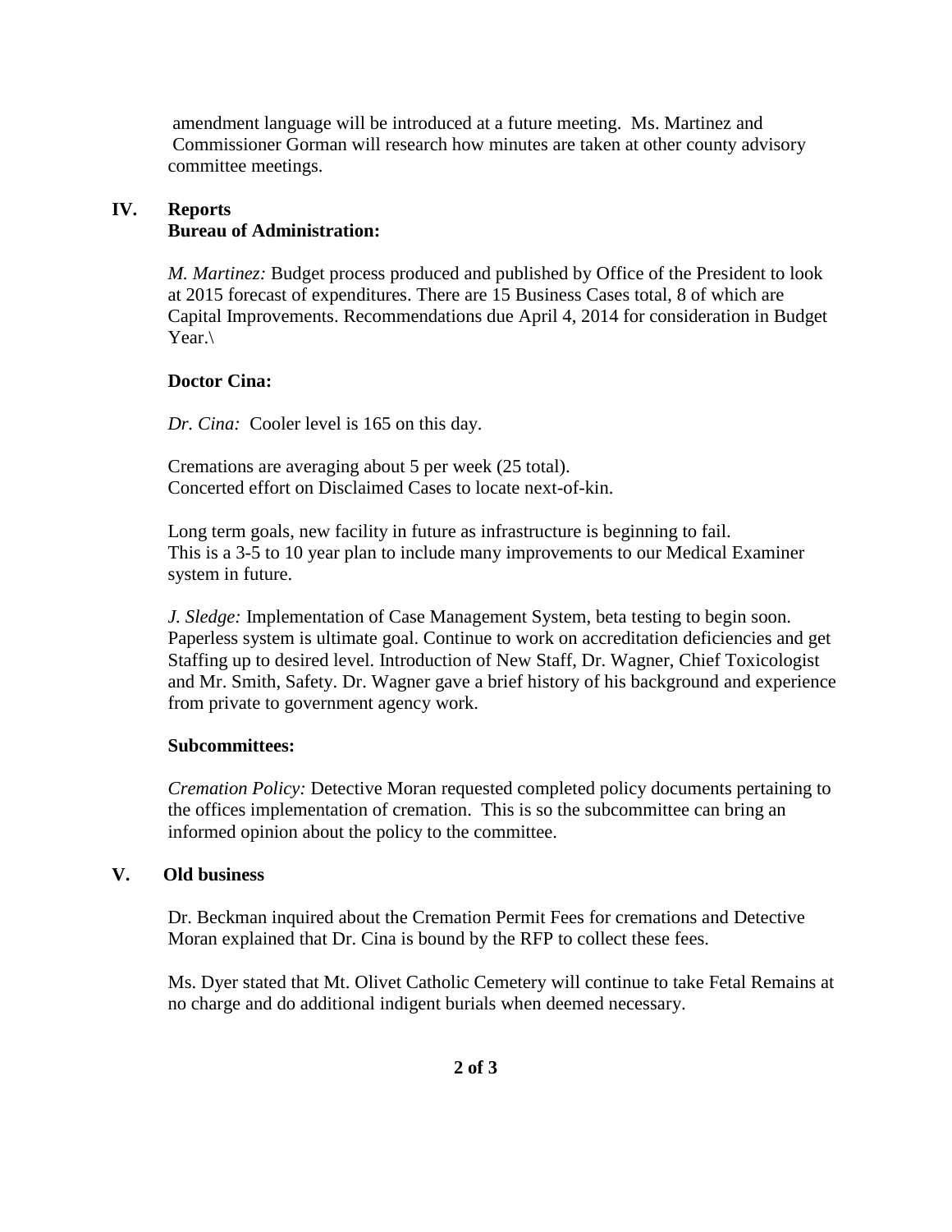amendment language will be introduced at a future meeting. Ms. Martinez and Commissioner Gorman will research how minutes are taken at other county advisory committee meetings.

## IV. Reports

### Bureau of Administration:

*M. Martinez:* Budget process produced and published by Office of the President to look at 2015 forecast of expenditures. There are 15 Business Cases total, 8 of which are Capital Improvements. Recommendations due April 4, 2014 for consideration in Budget Year.\

### Doctor Cina:

*Dr. Cina:* Cooler level is 165 on this day.

Cremations are averaging about 5 per week (25 total).
Concerted effort on Disclaimed Cases to locate next-of-kin.

Long term goals, new facility in future as infrastructure is beginning to fail.
This is a 3-5 to 10 year plan to include many improvements to our Medical Examiner system in future.

*J. Sledge:* Implementation of Case Management System, beta testing to begin soon. Paperless system is ultimate goal. Continue to work on accreditation deficiencies and get Staffing up to desired level. Introduction of New Staff, Dr. Wagner, Chief Toxicologist and Mr. Smith, Safety. Dr. Wagner gave a brief history of his background and experience from private to government agency work.

### Subcommittees:

*Cremation Policy:* Detective Moran requested completed policy documents pertaining to the offices implementation of cremation. This is so the subcommittee can bring an informed opinion about the policy to the committee.

## V. Old business

Dr. Beckman inquired about the Cremation Permit Fees for cremations and Detective Moran explained that Dr. Cina is bound by the RFP to collect these fees.

Ms. Dyer stated that Mt. Olivet Catholic Cemetery will continue to take Fetal Remains at no charge and do additional indigent burials when deemed necessary.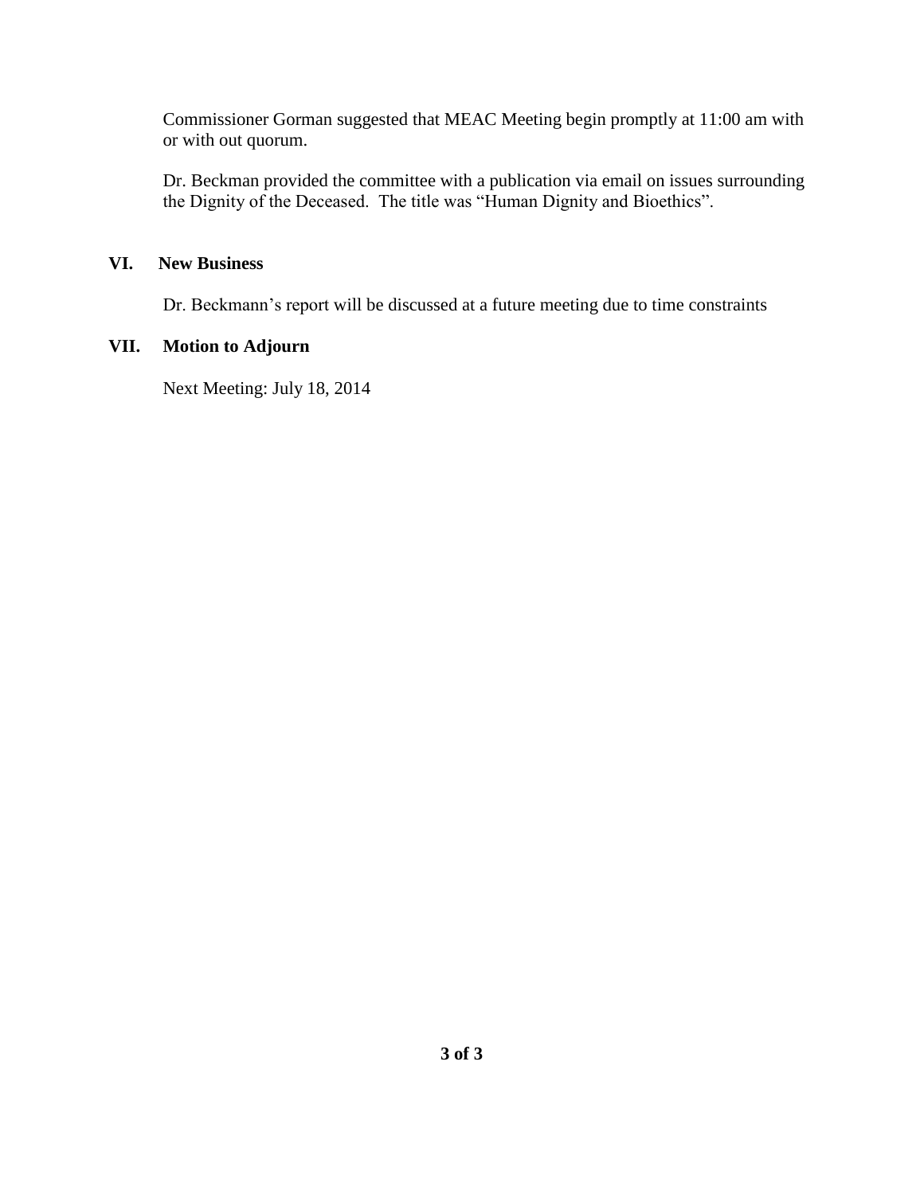Commissioner Gorman suggested that MEAC Meeting begin promptly at 11:00 am with or with out quorum.

Dr. Beckman provided the committee with a publication via email on issues surrounding the Dignity of the Deceased. The title was "Human Dignity and Bioethics".

## VI. New Business

Dr. Beckmann's report will be discussed at a future meeting due to time constraints

## VII. Motion to Adjourn

Next Meeting: July 18, 2014